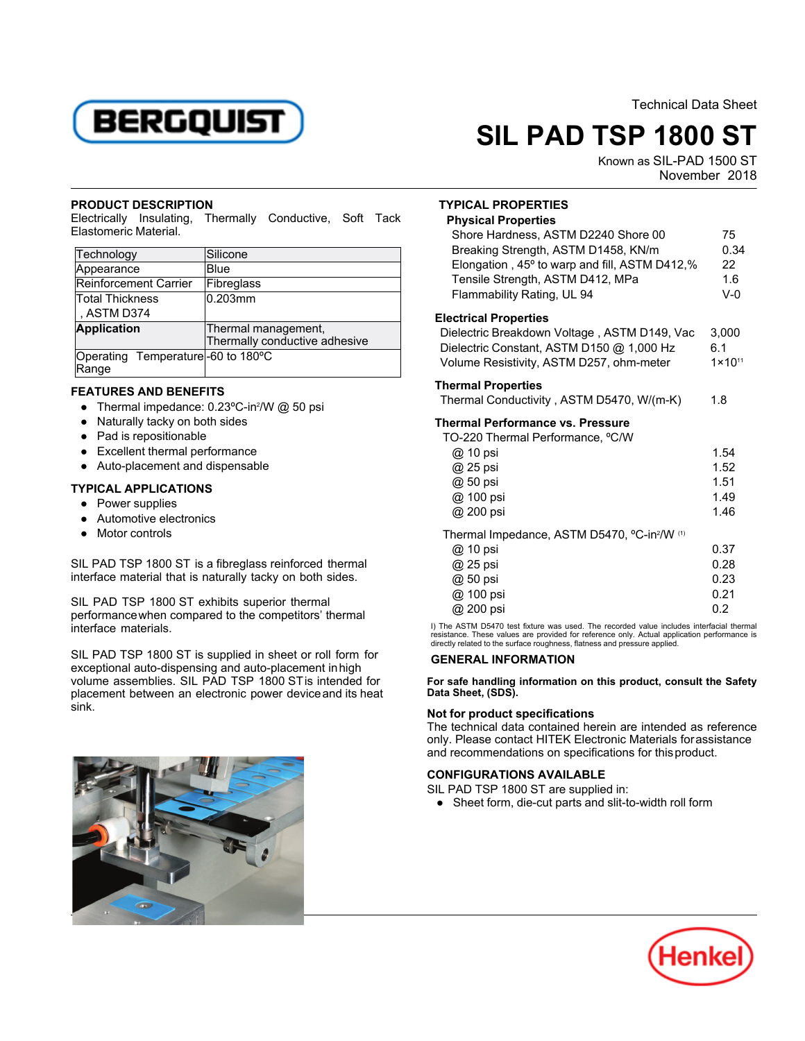Technical Data Sheet

# SIL PAD TSP 1800 ST

Known as SIL-PAD 1500 ST
November 2018

## PRODUCT DESCRIPTION

Electrically Insulating, Thermally Conductive, Soft Tack Elastomeric Material.

| | |
|---|---|
| Technology | Silicone |
| Appearance | Blue |
| Reinforcement Carrier | Fibreglass |
| Total Thickness , ASTM D374 | 0.203mm |
| **Application** | Thermal management, Thermally conductive adhesive |
| Operating Temperature Range | -60 to 180°C |

## FEATURES AND BENEFITS

- Thermal impedance: 0.23°C-in²/W @ 50 psi
- Naturally tacky on both sides
- Pad is repositionable
- Excellent thermal performance
- Auto-placement and dispensable

## TYPICAL APPLICATIONS

- Power supplies
- Automotive electronics
- Motor controls

SIL PAD TSP 1800 ST is a fibreglass reinforced thermal interface material that is naturally tacky on both sides.

SIL PAD TSP 1800 ST exhibits superior thermal performance when compared to the competitors' thermal interface materials.

SIL PAD TSP 1800 ST is supplied in sheet or roll form for exceptional auto-dispensing and auto-placement in high volume assemblies. SIL PAD TSP 1800 ST is intended for placement between an electronic power device and its heat sink.

## TYPICAL PROPERTIES

### Physical Properties

| | |
|---|---|
| Shore Hardness, ASTM D2240 Shore 00 | 75 |
| Breaking Strength, ASTM D1458, KN/m | 0.34 |
| Elongation , 45° to warp and fill, ASTM D412,% | 22 |
| Tensile Strength, ASTM D412, MPa | 1.6 |
| Flammability Rating, UL 94 | V-0 |

### Electrical Properties

| | |
|---|---|
| Dielectric Breakdown Voltage , ASTM D149, Vac | 3,000 |
| Dielectric Constant, ASTM D150 @ 1,000 Hz | 6.1 |
| Volume Resistivity, ASTM D257, ohm-meter | $1 \times 10^{11}$ |

### Thermal Properties

| | |
|---|---|
| Thermal Conductivity , ASTM D5470, W/(m-K) | 1.8 |

### Thermal Performance vs. Pressure

TO-220 Thermal Performance, °C/W

| | |
|---|---|
| @ 10 psi | 1.54 |
| @ 25 psi | 1.52 |
| @ 50 psi | 1.51 |
| @ 100 psi | 1.49 |
| @ 200 psi | 1.46 |

Thermal Impedance, ASTM D5470, °C-in²/W (1)

| | |
|---|---|
| @ 10 psi | 0.37 |
| @ 25 psi | 0.28 |
| @ 50 psi | 0.23 |
| @ 100 psi | 0.21 |
| @ 200 psi | 0.2 |

I) The ASTM D5470 test fixture was used. The recorded value includes interfacial thermal resistance. These values are provided for reference only. Actual application performance is directly related to the surface roughness, flatness and pressure applied.

## GENERAL INFORMATION

**For safe handling information on this product, consult the Safety Data Sheet, (SDS).**

### Not for product specifications

The technical data contained herein are intended as reference only. Please contact HITEK Electronic Materials for assistance and recommendations on specifications for this product.

## CONFIGURATIONS AVAILABLE

SIL PAD TSP 1800 ST are supplied in:

- Sheet form, die-cut parts and slit-to-width roll form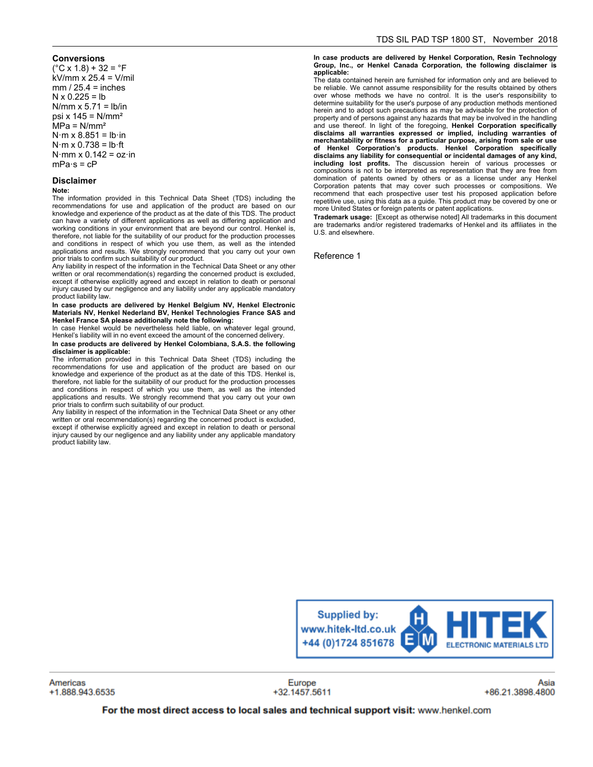## Conversions

(°C x 1.8) + 32 = °F
kV/mm x 25.4 = V/mil
mm / 25.4 = inches
N x 0.225 = lb
N/mm x 5.71 = lb/in
psi x 145 = N/mm²
MPa = N/mm²
N·m x 8.851 = lb·in
N·m x 0.738 = lb·ft
N·mm x 0.142 = oz·in
mPa·s = cP

## Disclaimer

**Note:**
The information provided in this Technical Data Sheet (TDS) including the recommendations for use and application of the product are based on our knowledge and experience of the product as at the date of this TDS. The product can have a variety of different applications as well as differing application and working conditions in your environment that are beyond our control. Henkel is, therefore, not liable for the suitability of our product for the production processes and conditions in respect of which you use them, as well as the intended applications and results. We strongly recommend that you carry out your own prior trials to confirm such suitability of our product.
Any liability in respect of the information in the Technical Data Sheet or any other written or oral recommendation(s) regarding the concerned product is excluded, except if otherwise explicitly agreed and except in relation to death or personal injury caused by our negligence and any liability under any applicable mandatory product liability law.

**In case products are delivered by Henkel Belgium NV, Henkel Electronic Materials NV, Henkel Nederland BV, Henkel Technologies France SAS and Henkel France SA please additionally note the following:**
In case Henkel would be nevertheless held liable, on whatever legal ground, Henkel's liability will in no event exceed the amount of the concerned delivery.

**In case products are delivered by Henkel Colombiana, S.A.S. the following disclaimer is applicable:**
The information provided in this Technical Data Sheet (TDS) including the recommendations for use and application of the product are based on our knowledge and experience of the product as at the date of this TDS. Henkel is, therefore, not liable for the suitability of our product for the production processes and conditions in respect of which you use them, as well as the intended applications and results. We strongly recommend that you carry out your own prior trials to confirm such suitability of our product.
Any liability in respect of the information in the Technical Data Sheet or any other written or oral recommendation(s) regarding the concerned product is excluded, except if otherwise explicitly agreed and except in relation to death or personal injury caused by our negligence and any liability under any applicable mandatory product liability law.

**In case products are delivered by Henkel Corporation, Resin Technology Group, Inc., or Henkel Canada Corporation, the following disclaimer is applicable:**
The data contained herein are furnished for information only and are believed to be reliable. We cannot assume responsibility for the results obtained by others over whose methods we have no control. It is the user's responsibility to determine suitability for the user's purpose of any production methods mentioned herein and to adopt such precautions as may be advisable for the protection of property and of persons against any hazards that may be involved in the handling and use thereof. In light of the foregoing, **Henkel Corporation specifically disclaims all warranties expressed or implied, including warranties of merchantability or fitness for a particular purpose, arising from sale or use of Henkel Corporation's products. Henkel Corporation specifically disclaims any liability for consequential or incidental damages of any kind, including lost profits.** The discussion herein of various processes or compositions is not to be interpreted as representation that they are free from domination of patents owned by others or as a license under any Henkel Corporation patents that may cover such processes or compositions. We recommend that each prospective user test his proposed application before repetitive use, using this data as a guide. This product may be covered by one or more United States or foreign patents or patent applications.

**Trademark usage:** [Except as otherwise noted] All trademarks in this document are trademarks and/or registered trademarks of Henkel and its affiliates in the U.S. and elsewhere.

Reference 1

Supplied by:
www.hitek-ltd.co.uk
+44 (0)1724 851678
HITEK ELECTRONIC MATERIALS LTD

Americas
+1.888.943.6535

Europe
+32.1457.5611

Asia
+86.21.3898.4800

**For the most direct access to local sales and technical support visit:** www.henkel.com